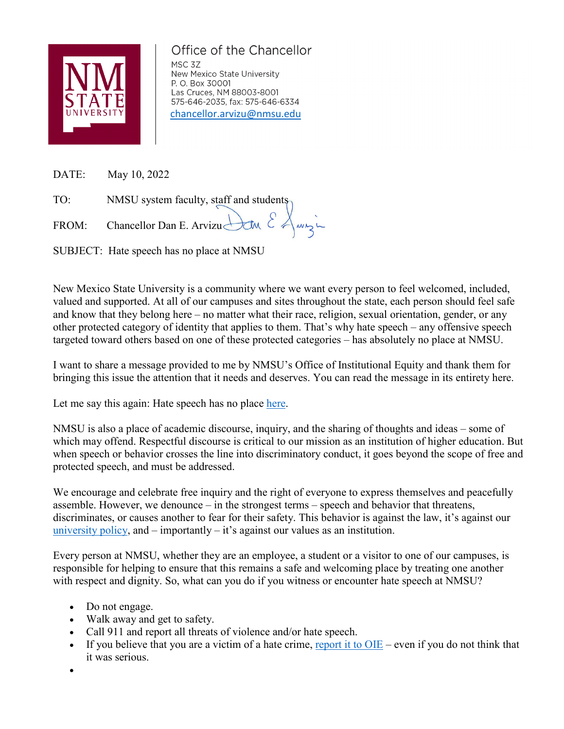NM STATE UNIVERSITY

**Office of the Chancellor**

MSC 3Z
New Mexico State University
P. O. Box 30001
Las Cruces, NM 88003-8001
575-646-2035, fax: 575-646-6334
chancellor.arvizu@nmsu.edu

DATE: May 10, 2022

TO: NMSU system faculty, staff and students

FROM: Chancellor Dan E. Arvizu

SUBJECT: Hate speech has no place at NMSU

New Mexico State University is a community where we want every person to feel welcomed, included, valued and supported. At all of our campuses and sites throughout the state, each person should feel safe and know that they belong here – no matter what their race, religion, sexual orientation, gender, or any other protected category of identity that applies to them. That's why hate speech – any offensive speech targeted toward others based on one of these protected categories – has absolutely no place at NMSU.

I want to share a message provided to me by NMSU's Office of Institutional Equity and thank them for bringing this issue the attention that it needs and deserves. You can read the message in its entirety here.

Let me say this again: Hate speech has no place here.

NMSU is also a place of academic discourse, inquiry, and the sharing of thoughts and ideas – some of which may offend. Respectful discourse is critical to our mission as an institution of higher education. But when speech or behavior crosses the line into discriminatory conduct, it goes beyond the scope of free and protected speech, and must be addressed.

We encourage and celebrate free inquiry and the right of everyone to express themselves and peacefully assemble. However, we denounce – in the strongest terms – speech and behavior that threatens, discriminates, or causes another to fear for their safety. This behavior is against the law, it's against our university policy, and – importantly – it's against our values as an institution.

Every person at NMSU, whether they are an employee, a student or a visitor to one of our campuses, is responsible for helping to ensure that this remains a safe and welcoming place by treating one another with respect and dignity. So, what can you do if you witness or encounter hate speech at NMSU?

- Do not engage.
- Walk away and get to safety.
- Call 911 and report all threats of violence and/or hate speech.
- If you believe that you are a victim of a hate crime, report it to OIE – even if you do not think that it was serious.
-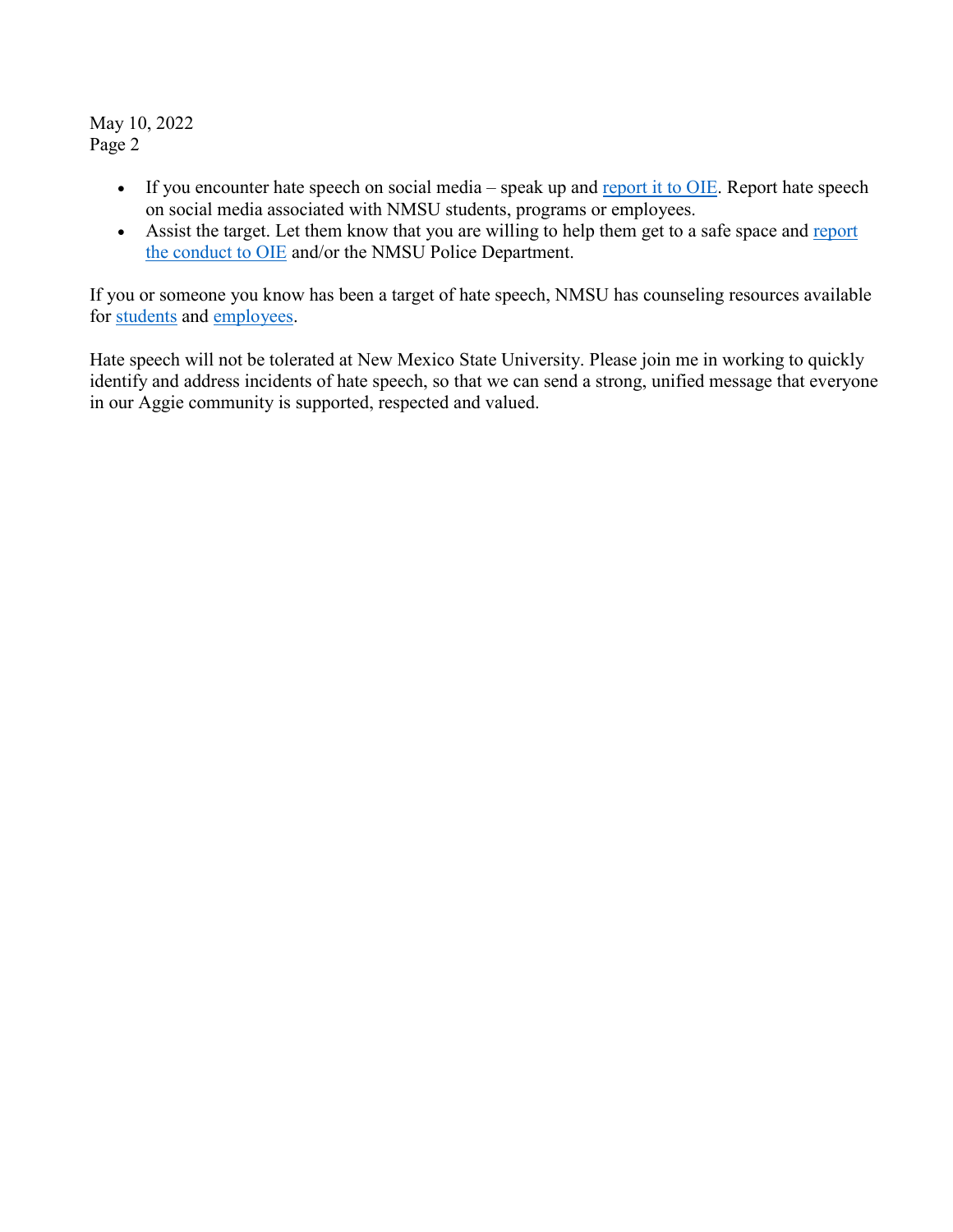- If you encounter hate speech on social media – speak up and report it to OIE. Report hate speech on social media associated with NMSU students, programs or employees.
- Assist the target. Let them know that you are willing to help them get to a safe space and report the conduct to OIE and/or the NMSU Police Department.

If you or someone you know has been a target of hate speech, NMSU has counseling resources available for students and employees.

Hate speech will not be tolerated at New Mexico State University. Please join me in working to quickly identify and address incidents of hate speech, so that we can send a strong, unified message that everyone in our Aggie community is supported, respected and valued.